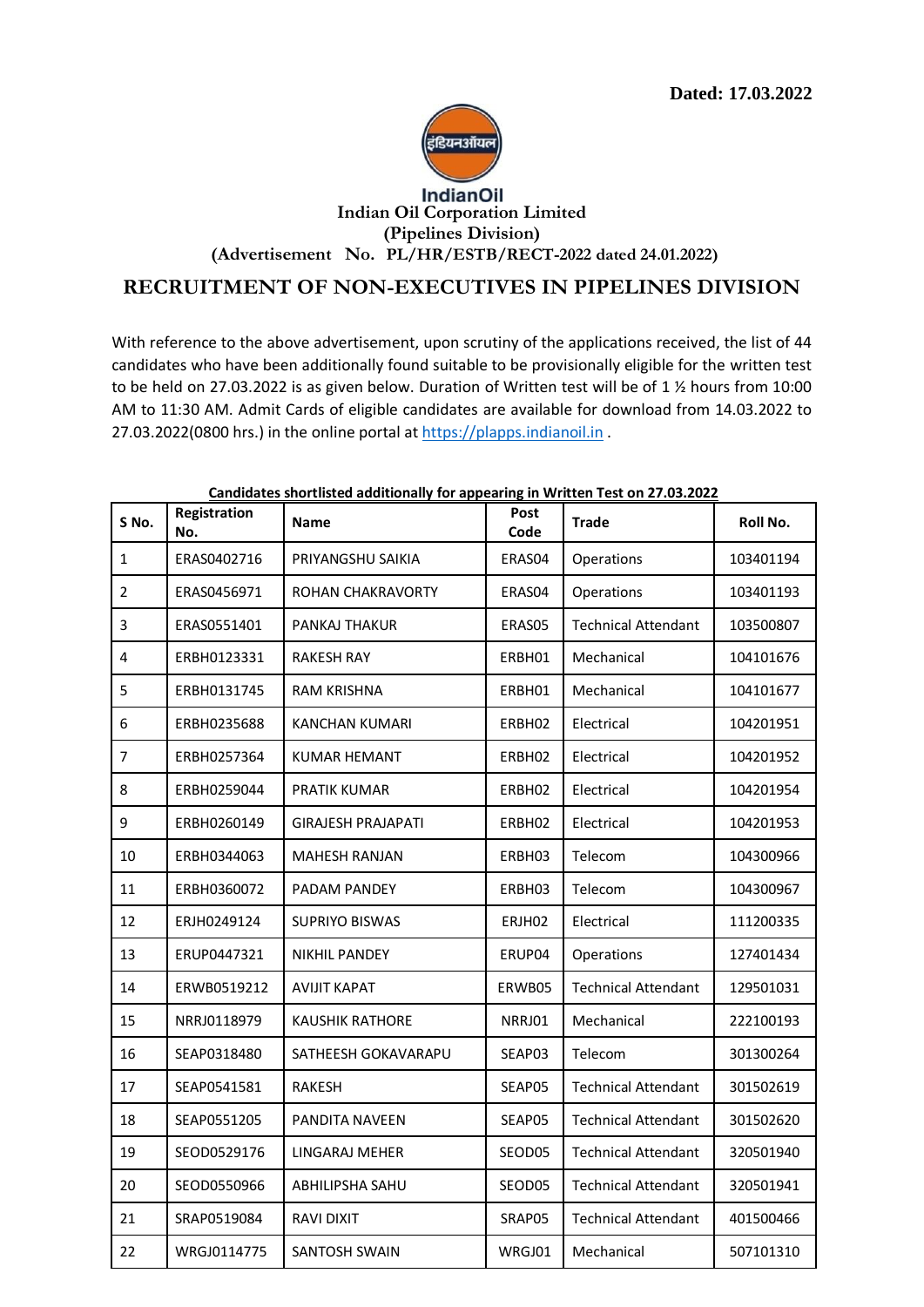**Dated: 17.03.2022**

IndianOil

**Indian Oil Corporation Limited**
**(Pipelines Division)**
**(Advertisement No. PL/HR/ESTB/RECT-2022 dated 24.01.2022)**

# RECRUITMENT OF NON-EXECUTIVES IN PIPELINES DIVISION

With reference to the above advertisement, upon scrutiny of the applications received, the list of 44 candidates who have been additionally found suitable to be provisionally eligible for the written test to be held on 27.03.2022 is as given below. Duration of Written test will be of 1 ½ hours from 10:00 AM to 11:30 AM. Admit Cards of eligible candidates are available for download from 14.03.2022 to 27.03.2022(0800 hrs.) in the online portal at https://plapps.indianoil.in .

**Candidates shortlisted additionally for appearing in Written Test on 27.03.2022**

| S No. | Registration No. | Name | Post Code | Trade | Roll No. |
|---|---|---|---|---|---|
| 1 | ERAS0402716 | PRIYANGSHU SAIKIA | ERAS04 | Operations | 103401194 |
| 2 | ERAS0456971 | ROHAN CHAKRAVORTY | ERAS04 | Operations | 103401193 |
| 3 | ERAS0551401 | PANKAJ THAKUR | ERAS05 | Technical Attendant | 103500807 |
| 4 | ERBH0123331 | RAKESH RAY | ERBH01 | Mechanical | 104101676 |
| 5 | ERBH0131745 | RAM KRISHNA | ERBH01 | Mechanical | 104101677 |
| 6 | ERBH0235688 | KANCHAN KUMARI | ERBH02 | Electrical | 104201951 |
| 7 | ERBH0257364 | KUMAR HEMANT | ERBH02 | Electrical | 104201952 |
| 8 | ERBH0259044 | PRATIK KUMAR | ERBH02 | Electrical | 104201954 |
| 9 | ERBH0260149 | GIRAJESH PRAJAPATI | ERBH02 | Electrical | 104201953 |
| 10 | ERBH0344063 | MAHESH RANJAN | ERBH03 | Telecom | 104300966 |
| 11 | ERBH0360072 | PADAM PANDEY | ERBH03 | Telecom | 104300967 |
| 12 | ERJH0249124 | SUPRIYO BISWAS | ERJH02 | Electrical | 111200335 |
| 13 | ERUP0447321 | NIKHIL PANDEY | ERUP04 | Operations | 127401434 |
| 14 | ERWB0519212 | AVIJIT KAPAT | ERWB05 | Technical Attendant | 129501031 |
| 15 | NRRJ0118979 | KAUSHIK RATHORE | NRRJ01 | Mechanical | 222100193 |
| 16 | SEAP0318480 | SATHEESH GOKAVARAPU | SEAP03 | Telecom | 301300264 |
| 17 | SEAP0541581 | RAKESH | SEAP05 | Technical Attendant | 301502619 |
| 18 | SEAP0551205 | PANDITA NAVEEN | SEAP05 | Technical Attendant | 301502620 |
| 19 | SEOD0529176 | LINGARAJ MEHER | SEOD05 | Technical Attendant | 320501940 |
| 20 | SEOD0550966 | ABHILIPSHA SAHU | SEOD05 | Technical Attendant | 320501941 |
| 21 | SRAP0519084 | RAVI DIXIT | SRAP05 | Technical Attendant | 401500466 |
| 22 | WRGJ0114775 | SANTOSH SWAIN | WRGJ01 | Mechanical | 507101310 |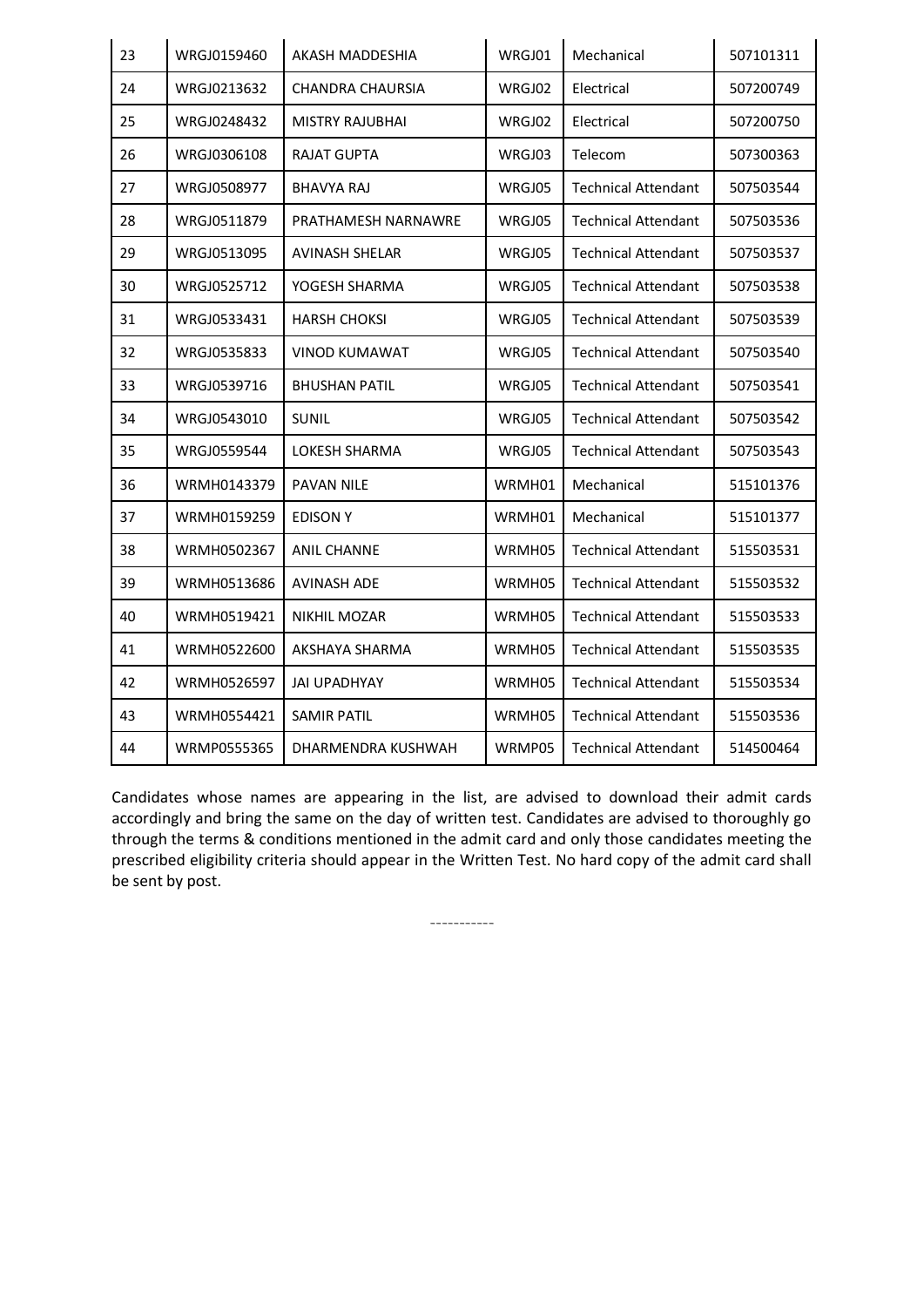| | | | | | |
|---|---|---|---|---|---|
| 23 | WRGJ0159460 | AKASH MADDESHIA | WRGJ01 | Mechanical | 507101311 |
| 24 | WRGJ0213632 | CHANDRA CHAURSIA | WRGJ02 | Electrical | 507200749 |
| 25 | WRGJ0248432 | MISTRY RAJUBHAI | WRGJ02 | Electrical | 507200750 |
| 26 | WRGJ0306108 | RAJAT GUPTA | WRGJ03 | Telecom | 507300363 |
| 27 | WRGJ0508977 | BHAVYA RAJ | WRGJ05 | Technical Attendant | 507503544 |
| 28 | WRGJ0511879 | PRATHAMESH NARNAWRE | WRGJ05 | Technical Attendant | 507503536 |
| 29 | WRGJ0513095 | AVINASH SHELAR | WRGJ05 | Technical Attendant | 507503537 |
| 30 | WRGJ0525712 | YOGESH SHARMA | WRGJ05 | Technical Attendant | 507503538 |
| 31 | WRGJ0533431 | HARSH CHOKSI | WRGJ05 | Technical Attendant | 507503539 |
| 32 | WRGJ0535833 | VINOD KUMAWAT | WRGJ05 | Technical Attendant | 507503540 |
| 33 | WRGJ0539716 | BHUSHAN PATIL | WRGJ05 | Technical Attendant | 507503541 |
| 34 | WRGJ0543010 | SUNIL | WRGJ05 | Technical Attendant | 507503542 |
| 35 | WRGJ0559544 | LOKESH SHARMA | WRGJ05 | Technical Attendant | 507503543 |
| 36 | WRMH0143379 | PAVAN NILE | WRMH01 | Mechanical | 515101376 |
| 37 | WRMH0159259 | EDISON Y | WRMH01 | Mechanical | 515101377 |
| 38 | WRMH0502367 | ANIL CHANNE | WRMH05 | Technical Attendant | 515503531 |
| 39 | WRMH0513686 | AVINASH ADE | WRMH05 | Technical Attendant | 515503532 |
| 40 | WRMH0519421 | NIKHIL MOZAR | WRMH05 | Technical Attendant | 515503533 |
| 41 | WRMH0522600 | AKSHAYA SHARMA | WRMH05 | Technical Attendant | 515503535 |
| 42 | WRMH0526597 | JAI UPADHYAY | WRMH05 | Technical Attendant | 515503534 |
| 43 | WRMH0554421 | SAMIR PATIL | WRMH05 | Technical Attendant | 515503536 |
| 44 | WRMP0555365 | DHARMENDRA KUSHWAH | WRMP05 | Technical Attendant | 514500464 |

Candidates whose names are appearing in the list, are advised to download their admit cards accordingly and bring the same on the day of written test. Candidates are advised to thoroughly go through the terms & conditions mentioned in the admit card and only those candidates meeting the prescribed eligibility criteria should appear in the Written Test. No hard copy of the admit card shall be sent by post.

-----------